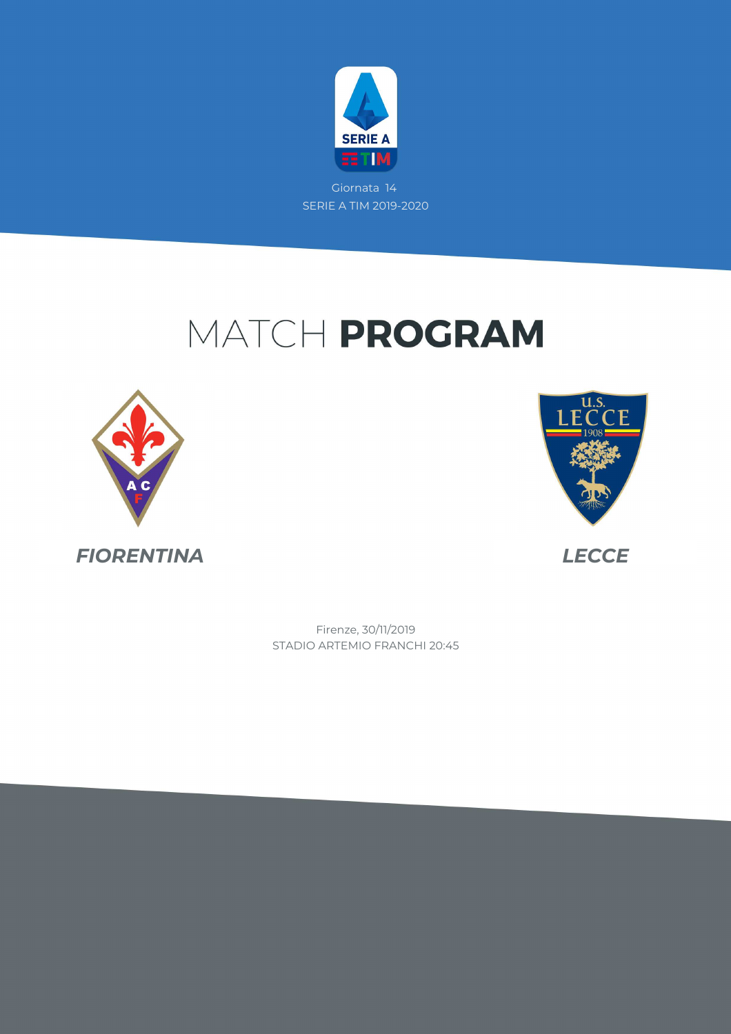Giornata 14

SERIE A TIM 2019-2020

# MATCH **PROGRAM**

***FIORENTINA***

***LECCE***

Firenze, 30/11/2019

STADIO ARTEMIO FRANCHI 20:45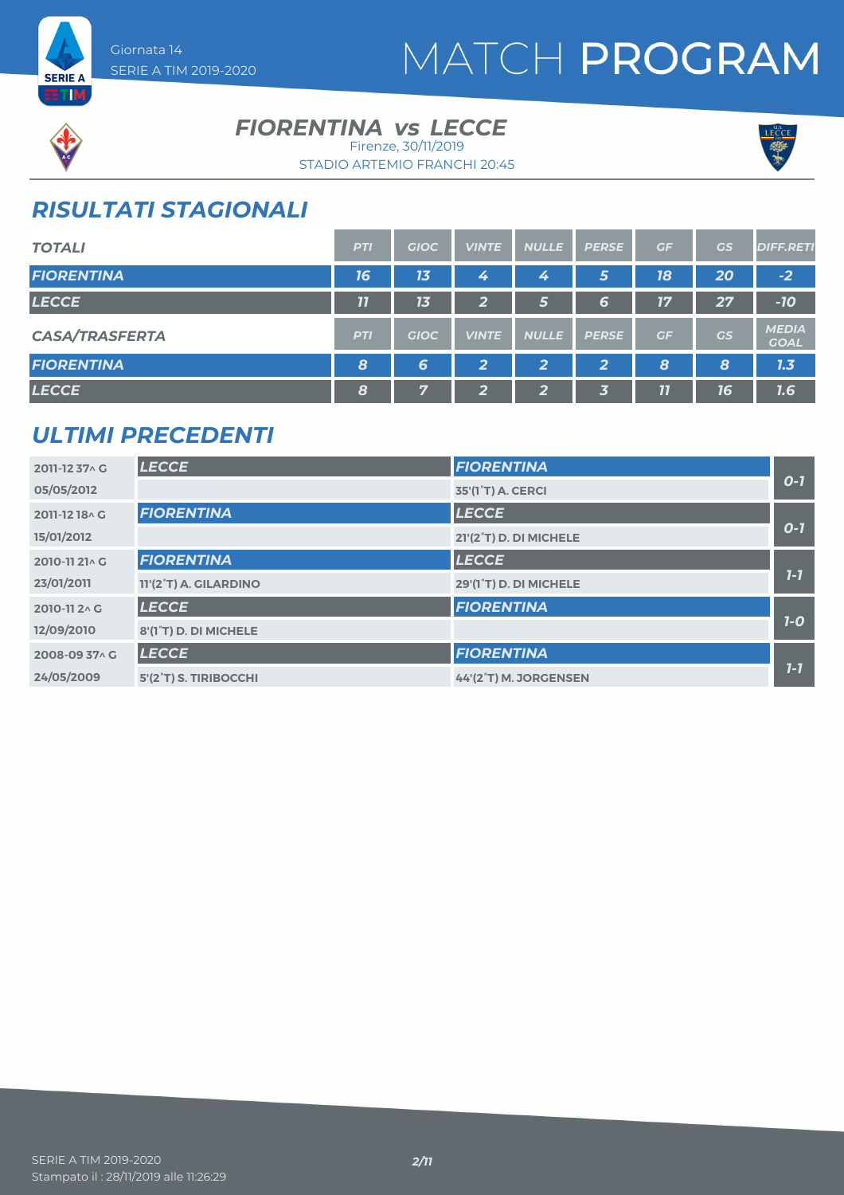Giornata 14
SERIE A TIM 2019-2020

# MATCH PROGRAM

## FIORENTINA vs LECCE

Firenze, 30/11/2019
STADIO ARTEMIO FRANCHI 20:45

## RISULTATI STAGIONALI

| TOTALI | PTI | GIOC | VINTE | NULLE | PERSE | GF | GS | DIFF.RETI |
| --- | --- | --- | --- | --- | --- | --- | --- | --- |
| FIORENTINA | 16 | 13 | 4 | 4 | 5 | 18 | 20 | -2 |
| LECCE | 11 | 13 | 2 | 5 | 6 | 17 | 27 | -10 |

| CASA/TRASFERTA | PTI | GIOC | VINTE | NULLE | PERSE | GF | GS | MEDIA GOAL |
| --- | --- | --- | --- | --- | --- | --- | --- | --- |
| FIORENTINA | 8 | 6 | 2 | 2 | 2 | 8 | 8 | 1.3 |
| LECCE | 8 | 7 | 2 | 2 | 3 | 11 | 16 | 1.6 |

## ULTIMI PRECEDENTI

| Stagione / Data | Casa | Trasferta | Risultato |
| --- | --- | --- | --- |
| 2011-12 37^ G | LECCE | FIORENTINA | 0-1 |
| 05/05/2012 | | 35'(1°T) A. CERCI | |
| 2011-12 18^ G | FIORENTINA | LECCE | 0-1 |
| 15/01/2012 | | 21'(2°T) D. DI MICHELE | |
| 2010-11 21^ G | FIORENTINA | LECCE | 1-1 |
| 23/01/2011 | 11'(2°T) A. GILARDINO | 29'(1°T) D. DI MICHELE | |
| 2010-11 2^ G | LECCE | FIORENTINA | 1-0 |
| 12/09/2010 | 8'(1°T) D. DI MICHELE | | |
| 2008-09 37^ G | LECCE | FIORENTINA | 1-1 |
| 24/05/2009 | 5'(2°T) S. TIRIBOCCHI | 44'(2°T) M. JORGENSEN | |

SERIE A TIM 2019-2020
Stampato il : 28/11/2019 alle 11:26:29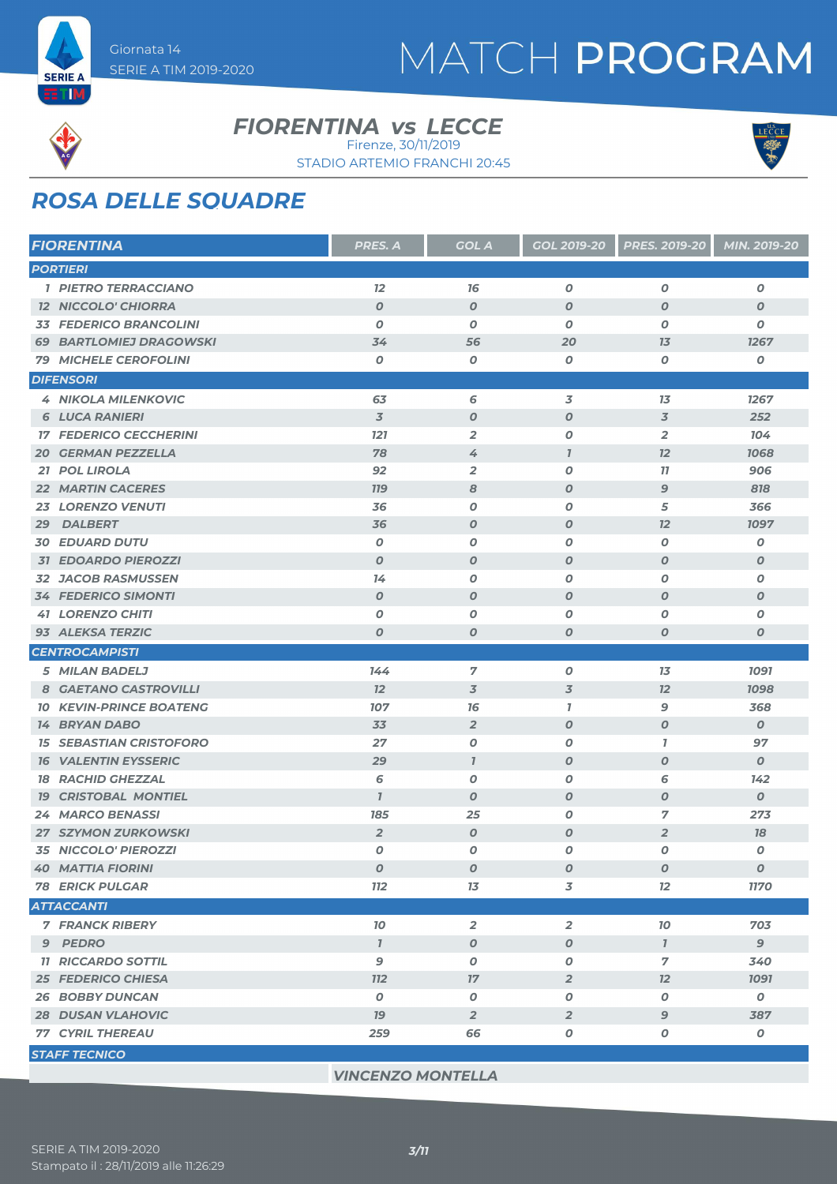Giornata 14
SERIE A TIM 2019-2020

# MATCH PROGRAM

## FIORENTINA vs LECCE

Firenze, 30/11/2019
STADIO ARTEMIO FRANCHI 20:45

## ROSA DELLE SQUADRE

| FIORENTINA | PRES. A | GOL A | GOL 2019-20 | PRES. 2019-20 | MIN. 2019-20 |
|---|---|---|---|---|---|
| **PORTIERI** | | | | | |
| 1 PIETRO TERRACCIANO | 12 | 16 | 0 | 0 | 0 |
| 12 NICCOLO' CHIORRA | 0 | 0 | 0 | 0 | 0 |
| 33 FEDERICO BRANCOLINI | 0 | 0 | 0 | 0 | 0 |
| 69 BARTLOMIEJ DRAGOWSKI | 34 | 56 | 20 | 13 | 1267 |
| 79 MICHELE CEROFOLINI | 0 | 0 | 0 | 0 | 0 |
| **DIFENSORI** | | | | | |
| 4 NIKOLA MILENKOVIC | 63 | 6 | 3 | 13 | 1267 |
| 6 LUCA RANIERI | 3 | 0 | 0 | 3 | 252 |
| 17 FEDERICO CECCHERINI | 121 | 2 | 0 | 2 | 104 |
| 20 GERMAN PEZZELLA | 78 | 4 | 1 | 12 | 1068 |
| 21 POL LIROLA | 92 | 2 | 0 | 11 | 906 |
| 22 MARTIN CACERES | 119 | 8 | 0 | 9 | 818 |
| 23 LORENZO VENUTI | 36 | 0 | 0 | 5 | 366 |
| 29 DALBERT | 36 | 0 | 0 | 12 | 1097 |
| 30 EDUARD DUTU | 0 | 0 | 0 | 0 | 0 |
| 31 EDOARDO PIEROZZI | 0 | 0 | 0 | 0 | 0 |
| 32 JACOB RASMUSSEN | 14 | 0 | 0 | 0 | 0 |
| 34 FEDERICO SIMONTI | 0 | 0 | 0 | 0 | 0 |
| 41 LORENZO CHITI | 0 | 0 | 0 | 0 | 0 |
| 93 ALEKSA TERZIC | 0 | 0 | 0 | 0 | 0 |
| **CENTROCAMPISTI** | | | | | |
| 5 MILAN BADELJ | 144 | 7 | 0 | 13 | 1091 |
| 8 GAETANO CASTROVILLI | 12 | 3 | 3 | 12 | 1098 |
| 10 KEVIN-PRINCE BOATENG | 107 | 16 | 1 | 9 | 368 |
| 14 BRYAN DABO | 33 | 2 | 0 | 0 | 0 |
| 15 SEBASTIAN CRISTOFORO | 27 | 0 | 0 | 1 | 97 |
| 16 VALENTIN EYSSERIC | 29 | 1 | 0 | 0 | 0 |
| 18 RACHID GHEZZAL | 6 | 0 | 0 | 6 | 142 |
| 19 CRISTOBAL MONTIEL | 1 | 0 | 0 | 0 | 0 |
| 24 MARCO BENASSI | 185 | 25 | 0 | 7 | 273 |
| 27 SZYMON ZURKOWSKI | 2 | 0 | 0 | 2 | 18 |
| 35 NICCOLO' PIEROZZI | 0 | 0 | 0 | 0 | 0 |
| 40 MATTIA FIORINI | 0 | 0 | 0 | 0 | 0 |
| 78 ERICK PULGAR | 112 | 13 | 3 | 12 | 1170 |
| **ATTACCANTI** | | | | | |
| 7 FRANCK RIBERY | 10 | 2 | 2 | 10 | 703 |
| 9 PEDRO | 1 | 0 | 0 | 1 | 9 |
| 11 RICCARDO SOTTIL | 9 | 0 | 0 | 7 | 340 |
| 25 FEDERICO CHIESA | 112 | 17 | 2 | 12 | 1091 |
| 26 BOBBY DUNCAN | 0 | 0 | 0 | 0 | 0 |
| 28 DUSAN VLAHOVIC | 19 | 2 | 2 | 9 | 387 |
| 77 CYRIL THEREAU | 259 | 66 | 0 | 0 | 0 |
| **STAFF TECNICO** | | | | | |
| | VINCENZO MONTELLA | | | | |

SERIE A TIM 2019-2020
Stampato il : 28/11/2019 alle 11:26:29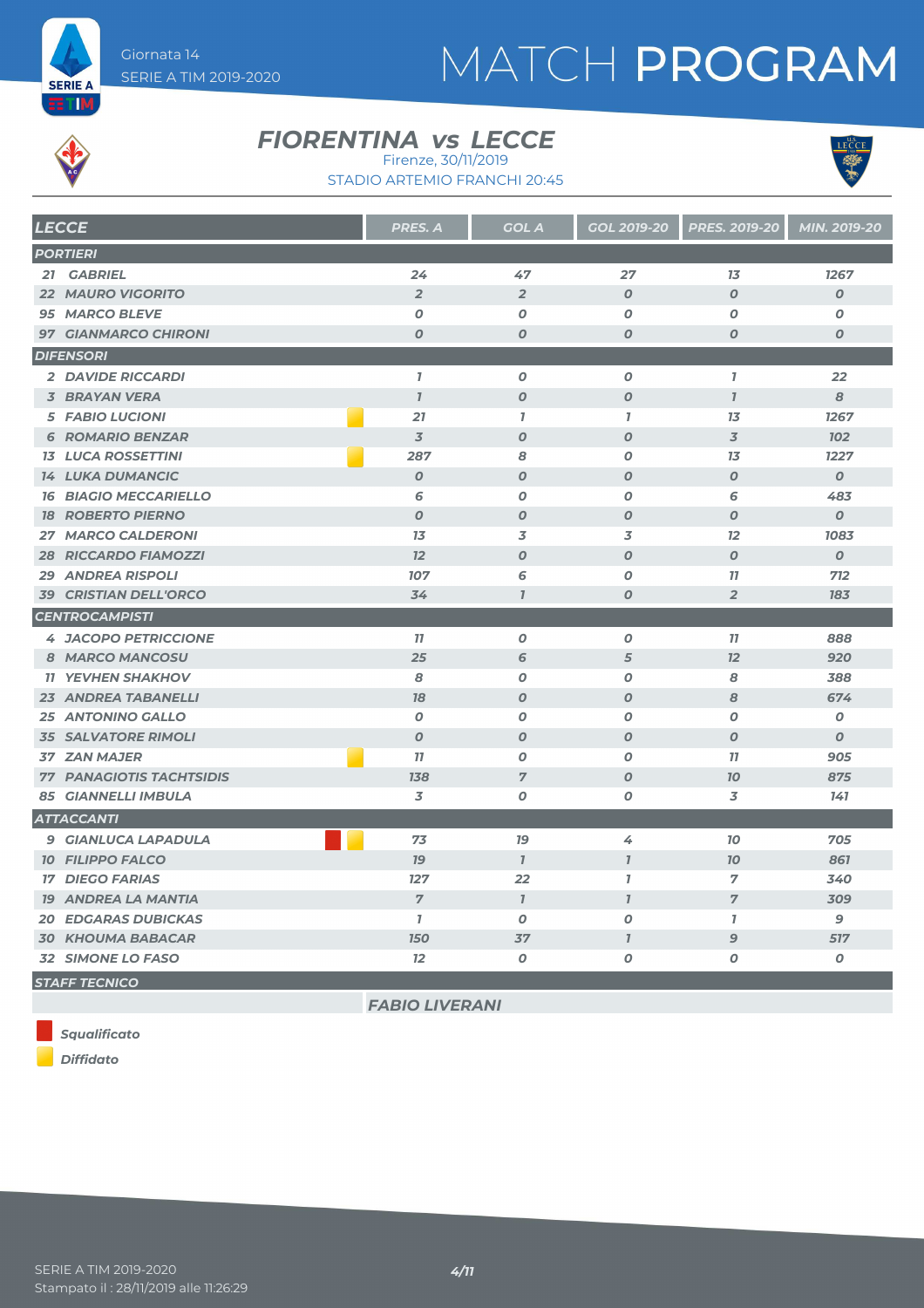# MATCH PROGRAM

Giornata 14
SERIE A TIM 2019-2020

## FIORENTINA vs LECCE

Firenze, 30/11/2019
STADIO ARTEMIO FRANCHI 20:45

| LECCE | | PRES. A | GOL A | GOL 2019-20 | PRES. 2019-20 | MIN. 2019-20 |
|---|---|---|---|---|---|---|
| **PORTIERI** | | | | | | |
| 21 GABRIEL | | 24 | 47 | 27 | 13 | 1267 |
| 22 MAURO VIGORITO | | 2 | 2 | 0 | 0 | 0 |
| 95 MARCO BLEVE | | 0 | 0 | 0 | 0 | 0 |
| 97 GIANMARCO CHIRONI | | 0 | 0 | 0 | 0 | 0 |
| **DIFENSORI** | | | | | | |
| 2 DAVIDE RICCARDI | | 1 | 0 | 0 | 1 | 22 |
| 3 BRAYAN VERA | | 1 | 0 | 0 | 1 | 8 |
| 5 FABIO LUCIONI | Diffidato | 21 | 1 | 1 | 13 | 1267 |
| 6 ROMARIO BENZAR | | 3 | 0 | 0 | 3 | 102 |
| 13 LUCA ROSSETTINI | Diffidato | 287 | 8 | 0 | 13 | 1227 |
| 14 LUKA DUMANCIC | | 0 | 0 | 0 | 0 | 0 |
| 16 BIAGIO MECCARIELLO | | 6 | 0 | 0 | 6 | 483 |
| 18 ROBERTO PIERNO | | 0 | 0 | 0 | 0 | 0 |
| 27 MARCO CALDERONI | | 13 | 3 | 3 | 12 | 1083 |
| 28 RICCARDO FIAMOZZI | | 12 | 0 | 0 | 0 | 0 |
| 29 ANDREA RISPOLI | | 107 | 6 | 0 | 11 | 712 |
| 39 CRISTIAN DELL'ORCO | | 34 | 1 | 0 | 2 | 183 |
| **CENTROCAMPISTI** | | | | | | |
| 4 JACOPO PETRICCIONE | | 11 | 0 | 0 | 11 | 888 |
| 8 MARCO MANCOSU | | 25 | 6 | 5 | 12 | 920 |
| 11 YEVHEN SHAKHOV | | 8 | 0 | 0 | 8 | 388 |
| 23 ANDREA TABANELLI | | 18 | 0 | 0 | 8 | 674 |
| 25 ANTONINO GALLO | | 0 | 0 | 0 | 0 | 0 |
| 35 SALVATORE RIMOLI | | 0 | 0 | 0 | 0 | 0 |
| 37 ZAN MAJER | Diffidato | 11 | 0 | 0 | 11 | 905 |
| 77 PANAGIOTIS TACHTSIDIS | | 138 | 7 | 0 | 10 | 875 |
| 85 GIANNELLI IMBULA | | 3 | 0 | 0 | 3 | 141 |
| **ATTACCANTI** | | | | | | |
| 9 GIANLUCA LAPADULA | Squalificato, Diffidato | 73 | 19 | 4 | 10 | 705 |
| 10 FILIPPO FALCO | | 19 | 1 | 1 | 10 | 861 |
| 17 DIEGO FARIAS | | 127 | 22 | 1 | 7 | 340 |
| 19 ANDREA LA MANTIA | | 7 | 1 | 1 | 7 | 309 |
| 20 EDGARAS DUBICKAS | | 1 | 0 | 0 | 1 | 9 |
| 30 KHOUMA BABACAR | | 150 | 37 | 1 | 9 | 517 |
| 32 SIMONE LO FASO | | 12 | 0 | 0 | 0 | 0 |
| **STAFF TECNICO** | | | | | | |
| FABIO LIVERANI | | | | | | |

Squalificato
Diffidato

SERIE A TIM 2019-2020
Stampato il : 28/11/2019 alle 11:26:29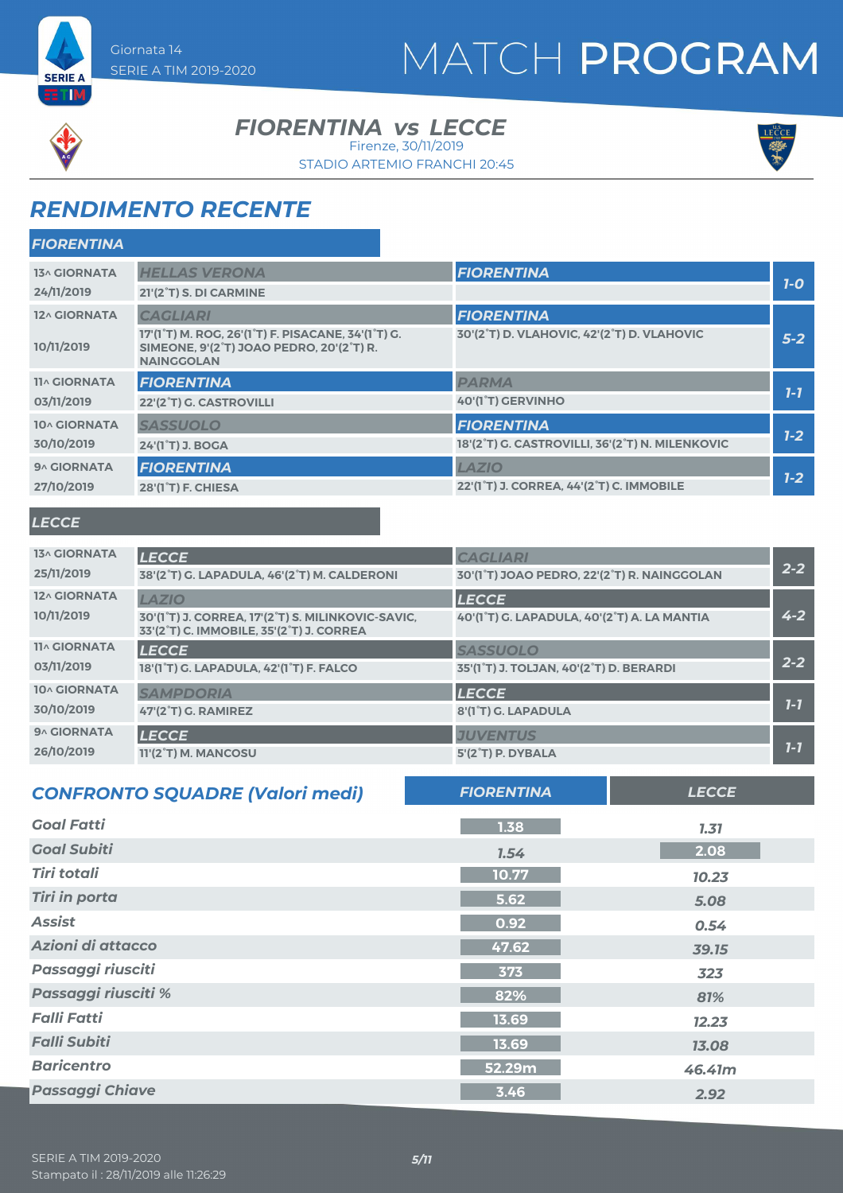# MATCH PROGRAM

Giornata 14
SERIE A TIM 2019-2020

## FIORENTINA vs LECCE

Firenze, 30/11/2019
STADIO ARTEMIO FRANCHI 20:45

## RENDIMENTO RECENTE

### FIORENTINA

| Giornata | Casa | Trasferta | Risultato |
|---|---|---|---|
| 13^ GIORNATA 24/11/2019 | HELLAS VERONA<br>21'(2°T) S. DI CARMINE | FIORENTINA | 1-0 |
| 12^ GIORNATA 10/11/2019 | CAGLIARI<br>17'(1°T) M. ROG, 26'(1°T) F. PISACANE, 34'(1°T) G. SIMEONE, 9'(2°T) JOAO PEDRO, 20'(2°T) R. NAINGGOLAN | FIORENTINA<br>30'(2°T) D. VLAHOVIC, 42'(2°T) D. VLAHOVIC | 5-2 |
| 11^ GIORNATA 03/11/2019 | FIORENTINA<br>22'(2°T) G. CASTROVILLI | PARMA<br>40'(1°T) GERVINHO | 1-1 |
| 10^ GIORNATA 30/10/2019 | SASSUOLO<br>24'(1°T) J. BOGA | FIORENTINA<br>18'(2°T) G. CASTROVILLI, 36'(2°T) N. MILENKOVIC | 1-2 |
| 9^ GIORNATA 27/10/2019 | FIORENTINA<br>28'(1°T) F. CHIESA | LAZIO<br>22'(1°T) J. CORREA, 44'(2°T) C. IMMOBILE | 1-2 |

### LECCE

| Giornata | Casa | Trasferta | Risultato |
|---|---|---|---|
| 13^ GIORNATA 25/11/2019 | LECCE<br>38'(2°T) G. LAPADULA, 46'(2°T) M. CALDERONI | CAGLIARI<br>30'(1°T) JOAO PEDRO, 22'(2°T) R. NAINGGOLAN | 2-2 |
| 12^ GIORNATA 10/11/2019 | LAZIO<br>30'(1°T) J. CORREA, 17'(2°T) S. MILINKOVIC-SAVIC, 33'(2°T) C. IMMOBILE, 35'(2°T) J. CORREA | LECCE<br>40'(1°T) G. LAPADULA, 40'(2°T) A. LA MANTIA | 4-2 |
| 11^ GIORNATA 03/11/2019 | LECCE<br>18'(1°T) G. LAPADULA, 42'(1°T) F. FALCO | SASSUOLO<br>35'(1°T) J. TOLJAN, 40'(2°T) D. BERARDI | 2-2 |
| 10^ GIORNATA 30/10/2019 | SAMPDORIA<br>47'(2°T) G. RAMIREZ | LECCE<br>8'(1°T) G. LAPADULA | 1-1 |
| 9^ GIORNATA 26/10/2019 | LECCE<br>11'(2°T) M. MANCOSU | JUVENTUS<br>5'(2°T) P. DYBALA | 1-1 |

## CONFRONTO SQUADRE (Valori medi)

| | FIORENTINA | LECCE |
|---|---|---|
| Goal Fatti | 1.38 | 1.31 |
| Goal Subiti | 1.54 | 2.08 |
| Tiri totali | 10.77 | 10.23 |
| Tiri in porta | 5.62 | 5.08 |
| Assist | 0.92 | 0.54 |
| Azioni di attacco | 47.62 | 39.15 |
| Passaggi riusciti | 373 | 323 |
| Passaggi riusciti % | 82% | 81% |
| Falli Fatti | 13.69 | 12.23 |
| Falli Subiti | 13.69 | 13.08 |
| Baricentro | 52.29m | 46.41m |
| Passaggi Chiave | 3.46 | 2.92 |

SERIE A TIM 2019-2020
Stampato il : 28/11/2019 alle 11:26:29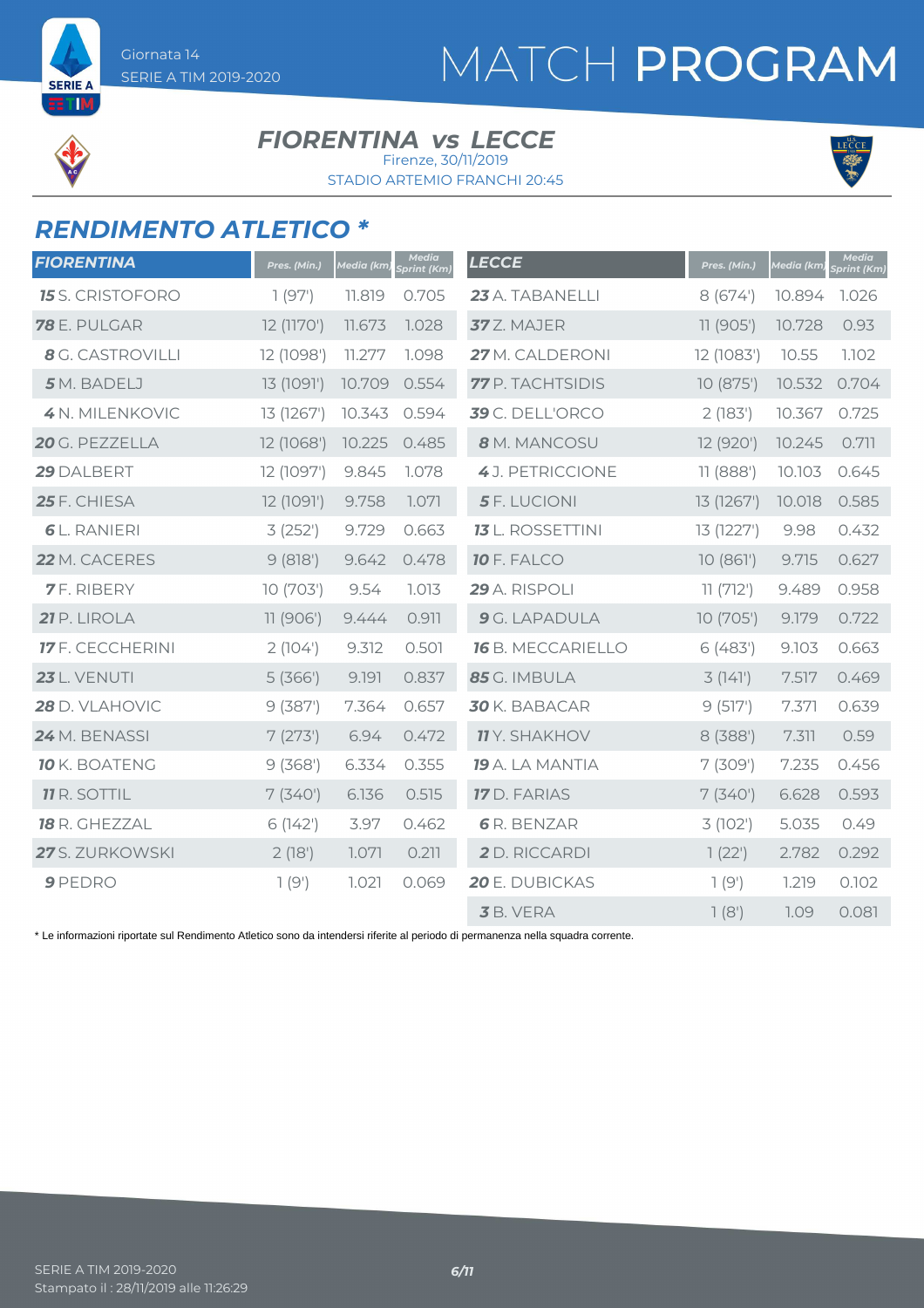# MATCH PROGRAM

Giornata 14
SERIE A TIM 2019-2020

## FIORENTINA vs LECCE

Firenze, 30/11/2019
STADIO ARTEMIO FRANCHI 20:45

## RENDIMENTO ATLETICO *

| FIORENTINA | Pres. (Min.) | Media (km) | Media Sprint (Km) |
|---|---|---|---|
| **15** S. CRISTOFORO | 1 (97') | 11.819 | 0.705 |
| **78** E. PULGAR | 12 (1170') | 11.673 | 1.028 |
| **8** G. CASTROVILLI | 12 (1098') | 11.277 | 1.098 |
| **5** M. BADELJ | 13 (1091') | 10.709 | 0.554 |
| **4** N. MILENKOVIC | 13 (1267') | 10.343 | 0.594 |
| **20** G. PEZZELLA | 12 (1068') | 10.225 | 0.485 |
| **29** DALBERT | 12 (1097') | 9.845 | 1.078 |
| **25** F. CHIESA | 12 (1091') | 9.758 | 1.071 |
| **6** L. RANIERI | 3 (252') | 9.729 | 0.663 |
| **22** M. CACERES | 9 (818') | 9.642 | 0.478 |
| **7** F. RIBERY | 10 (703') | 9.54 | 1.013 |
| **21** P. LIROLA | 11 (906') | 9.444 | 0.911 |
| **17** F. CECCHERINI | 2 (104') | 9.312 | 0.501 |
| **23** L. VENUTI | 5 (366') | 9.191 | 0.837 |
| **28** D. VLAHOVIC | 9 (387') | 7.364 | 0.657 |
| **24** M. BENASSI | 7 (273') | 6.94 | 0.472 |
| **10** K. BOATENG | 9 (368') | 6.334 | 0.355 |
| **11** R. SOTTIL | 7 (340') | 6.136 | 0.515 |
| **18** R. GHEZZAL | 6 (142') | 3.97 | 0.462 |
| **27** S. ZURKOWSKI | 2 (18') | 1.071 | 0.211 |
| **9** PEDRO | 1 (9') | 1.021 | 0.069 |

| LECCE | Pres. (Min.) | Media (km) | Media Sprint (Km) |
|---|---|---|---|
| **23** A. TABANELLI | 8 (674') | 10.894 | 1.026 |
| **37** Z. MAJER | 11 (905') | 10.728 | 0.93 |
| **27** M. CALDERONI | 12 (1083') | 10.55 | 1.102 |
| **77** P. TACHTSIDIS | 10 (875') | 10.532 | 0.704 |
| **39** C. DELL'ORCO | 2 (183') | 10.367 | 0.725 |
| **8** M. MANCOSU | 12 (920') | 10.245 | 0.711 |
| **4** J. PETRICCIONE | 11 (888') | 10.103 | 0.645 |
| **5** F. LUCIONI | 13 (1267') | 10.018 | 0.585 |
| **13** L. ROSSETTINI | 13 (1227') | 9.98 | 0.432 |
| **10** F. FALCO | 10 (861') | 9.715 | 0.627 |
| **29** A. RISPOLI | 11 (712') | 9.489 | 0.958 |
| **9** G. LAPADULA | 10 (705') | 9.179 | 0.722 |
| **16** B. MECCARIELLO | 6 (483') | 9.103 | 0.663 |
| **85** G. IMBULA | 3 (141') | 7.517 | 0.469 |
| **30** K. BABACAR | 9 (517') | 7.371 | 0.639 |
| **11** Y. SHAKHOV | 8 (388') | 7.311 | 0.59 |
| **19** A. LA MANTIA | 7 (309') | 7.235 | 0.456 |
| **17** D. FARIAS | 7 (340') | 6.628 | 0.593 |
| **6** R. BENZAR | 3 (102') | 5.035 | 0.49 |
| **2** D. RICCARDI | 1 (22') | 2.782 | 0.292 |
| **20** E. DUBICKAS | 1 (9') | 1.219 | 0.102 |
| **3** B. VERA | 1 (8') | 1.09 | 0.081 |

* Le informazioni riportate sul Rendimento Atletico sono da intendersi riferite al periodo di permanenza nella squadra corrente.

SERIE A TIM 2019-2020
Stampato il : 28/11/2019 alle 11:26:29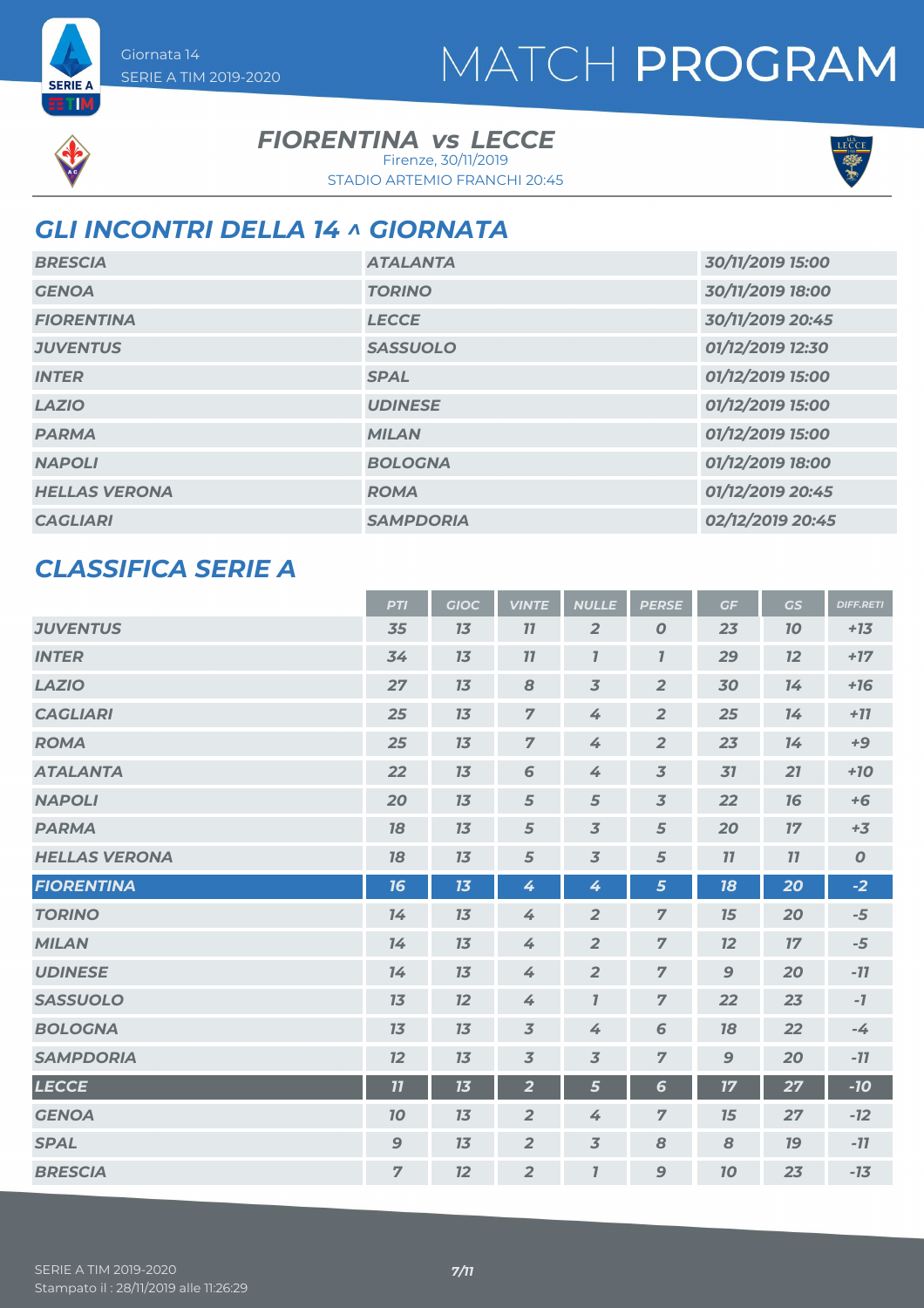Giornata 14
SERIE A TIM 2019-2020

# MATCH PROGRAM

**FIORENTINA vs LECCE**
Firenze, 30/11/2019
STADIO ARTEMIO FRANCHI 20:45

## GLI INCONTRI DELLA 14 ^ GIORNATA

| | | |
|---|---|---|
| BRESCIA | ATALANTA | 30/11/2019 15:00 |
| GENOA | TORINO | 30/11/2019 18:00 |
| FIORENTINA | LECCE | 30/11/2019 20:45 |
| JUVENTUS | SASSUOLO | 01/12/2019 12:30 |
| INTER | SPAL | 01/12/2019 15:00 |
| LAZIO | UDINESE | 01/12/2019 15:00 |
| PARMA | MILAN | 01/12/2019 15:00 |
| NAPOLI | BOLOGNA | 01/12/2019 18:00 |
| HELLAS VERONA | ROMA | 01/12/2019 20:45 |
| CAGLIARI | SAMPDORIA | 02/12/2019 20:45 |

## CLASSIFICA SERIE A

| | PTI | GIOC | VINTE | NULLE | PERSE | GF | GS | DIFF.RETI |
|---|---|---|---|---|---|---|---|---|
| JUVENTUS | 35 | 13 | 11 | 2 | 0 | 23 | 10 | +13 |
| INTER | 34 | 13 | 11 | 1 | 1 | 29 | 12 | +17 |
| LAZIO | 27 | 13 | 8 | 3 | 2 | 30 | 14 | +16 |
| CAGLIARI | 25 | 13 | 7 | 4 | 2 | 25 | 14 | +11 |
| ROMA | 25 | 13 | 7 | 4 | 2 | 23 | 14 | +9 |
| ATALANTA | 22 | 13 | 6 | 4 | 3 | 31 | 21 | +10 |
| NAPOLI | 20 | 13 | 5 | 5 | 3 | 22 | 16 | +6 |
| PARMA | 18 | 13 | 5 | 3 | 5 | 20 | 17 | +3 |
| HELLAS VERONA | 18 | 13 | 5 | 3 | 5 | 11 | 11 | 0 |
| FIORENTINA | 16 | 13 | 4 | 4 | 5 | 18 | 20 | -2 |
| TORINO | 14 | 13 | 4 | 2 | 7 | 15 | 20 | -5 |
| MILAN | 14 | 13 | 4 | 2 | 7 | 12 | 17 | -5 |
| UDINESE | 14 | 13 | 4 | 2 | 7 | 9 | 20 | -11 |
| SASSUOLO | 13 | 12 | 4 | 1 | 7 | 22 | 23 | -1 |
| BOLOGNA | 13 | 13 | 3 | 4 | 6 | 18 | 22 | -4 |
| SAMPDORIA | 12 | 13 | 3 | 3 | 7 | 9 | 20 | -11 |
| LECCE | 11 | 13 | 2 | 5 | 6 | 17 | 27 | -10 |
| GENOA | 10 | 13 | 2 | 4 | 7 | 15 | 27 | -12 |
| SPAL | 9 | 13 | 2 | 3 | 8 | 8 | 19 | -11 |
| BRESCIA | 7 | 12 | 2 | 1 | 9 | 10 | 23 | -13 |

SERIE A TIM 2019-2020
Stampato il : 28/11/2019 alle 11:26:29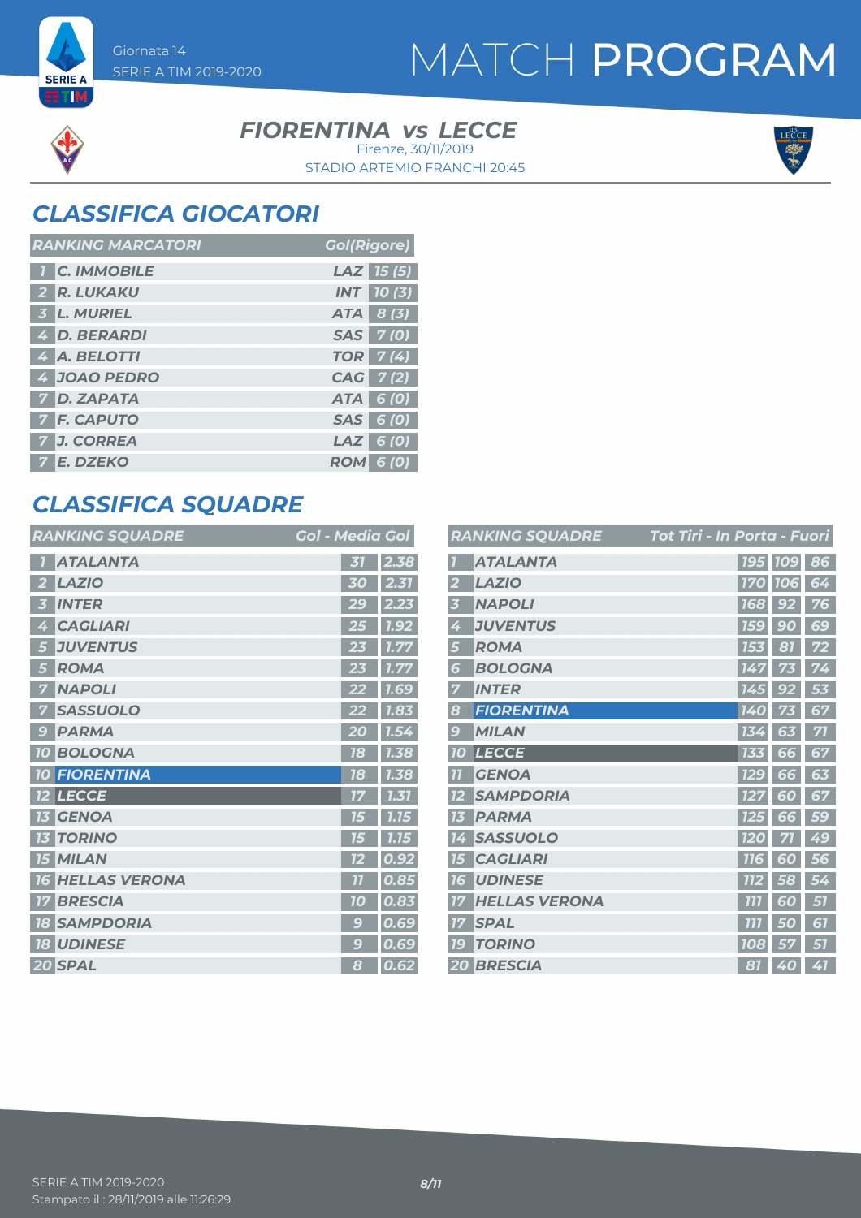Giornata 14
SERIE A TIM 2019-2020

# MATCH PROGRAM

**FIORENTINA vs LECCE**
Firenze, 30/11/2019
STADIO ARTEMIO FRANCHI 20:45

## CLASSIFICA GIOCATORI

| RANKING MARCATORI | | | Gol(Rigore) |
|---|---|---|---|
| 1 | C. IMMOBILE | LAZ | 15 (5) |
| 2 | R. LUKAKU | INT | 10 (3) |
| 3 | L. MURIEL | ATA | 8 (3) |
| 4 | D. BERARDI | SAS | 7 (0) |
| 4 | A. BELOTTI | TOR | 7 (4) |
| 4 | JOAO PEDRO | CAG | 7 (2) |
| 7 | D. ZAPATA | ATA | 6 (0) |
| 7 | F. CAPUTO | SAS | 6 (0) |
| 7 | J. CORREA | LAZ | 6 (0) |
| 7 | E. DZEKO | ROM | 6 (0) |

## CLASSIFICA SQUADRE

| RANKING SQUADRE | | Gol | Media Gol |
|---|---|---|---|
| 1 | ATALANTA | 31 | 2.38 |
| 2 | LAZIO | 30 | 2.31 |
| 3 | INTER | 29 | 2.23 |
| 4 | CAGLIARI | 25 | 1.92 |
| 5 | JUVENTUS | 23 | 1.77 |
| 5 | ROMA | 23 | 1.77 |
| 7 | NAPOLI | 22 | 1.69 |
| 7 | SASSUOLO | 22 | 1.83 |
| 9 | PARMA | 20 | 1.54 |
| 10 | BOLOGNA | 18 | 1.38 |
| 10 | FIORENTINA | 18 | 1.38 |
| 12 | LECCE | 17 | 1.31 |
| 13 | GENOA | 15 | 1.15 |
| 13 | TORINO | 15 | 1.15 |
| 15 | MILAN | 12 | 0.92 |
| 16 | HELLAS VERONA | 11 | 0.85 |
| 17 | BRESCIA | 10 | 0.83 |
| 18 | SAMPDORIA | 9 | 0.69 |
| 18 | UDINESE | 9 | 0.69 |
| 20 | SPAL | 8 | 0.62 |

| RANKING SQUADRE | | Tot Tiri | In Porta | Fuori |
|---|---|---|---|---|
| 1 | ATALANTA | 195 | 109 | 86 |
| 2 | LAZIO | 170 | 106 | 64 |
| 3 | NAPOLI | 168 | 92 | 76 |
| 4 | JUVENTUS | 159 | 90 | 69 |
| 5 | ROMA | 153 | 81 | 72 |
| 6 | BOLOGNA | 147 | 73 | 74 |
| 7 | INTER | 145 | 92 | 53 |
| 8 | FIORENTINA | 140 | 73 | 67 |
| 9 | MILAN | 134 | 63 | 71 |
| 10 | LECCE | 133 | 66 | 67 |
| 11 | GENOA | 129 | 66 | 63 |
| 12 | SAMPDORIA | 127 | 60 | 67 |
| 13 | PARMA | 125 | 66 | 59 |
| 14 | SASSUOLO | 120 | 71 | 49 |
| 15 | CAGLIARI | 116 | 60 | 56 |
| 16 | UDINESE | 112 | 58 | 54 |
| 17 | HELLAS VERONA | 111 | 60 | 51 |
| 17 | SPAL | 111 | 50 | 61 |
| 19 | TORINO | 108 | 57 | 51 |
| 20 | BRESCIA | 81 | 40 | 41 |

SERIE A TIM 2019-2020
Stampato il : 28/11/2019 alle 11:26:29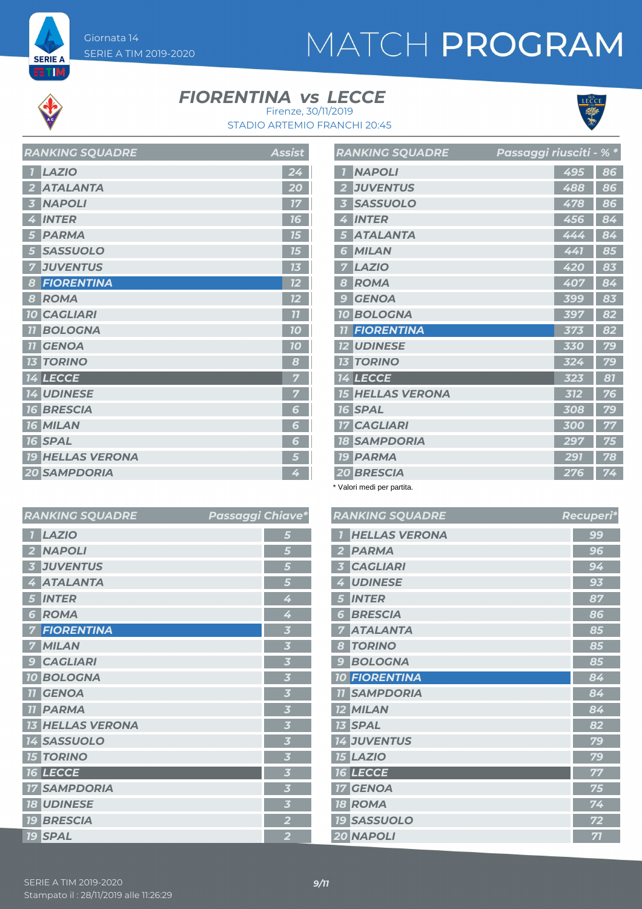Giornata 14
SERIE A TIM 2019-2020

# MATCH PROGRAM

## FIORENTINA vs LECCE

Firenze, 30/11/2019
STADIO ARTEMIO FRANCHI 20:45

| RANKING SQUADRE | | Assist |
|---|---|---|
| 1 | LAZIO | 24 |
| 2 | ATALANTA | 20 |
| 3 | NAPOLI | 17 |
| 4 | INTER | 16 |
| 5 | PARMA | 15 |
| 5 | SASSUOLO | 15 |
| 7 | JUVENTUS | 13 |
| 8 | FIORENTINA | 12 |
| 8 | ROMA | 12 |
| 10 | CAGLIARI | 11 |
| 11 | BOLOGNA | 10 |
| 11 | GENOA | 10 |
| 13 | TORINO | 8 |
| 14 | LECCE | 7 |
| 14 | UDINESE | 7 |
| 16 | BRESCIA | 6 |
| 16 | MILAN | 6 |
| 16 | SPAL | 6 |
| 19 | HELLAS VERONA | 5 |
| 20 | SAMPDORIA | 4 |

| RANKING SQUADRE | | Passaggi riusciti | % * |
|---|---|---|---|
| 1 | NAPOLI | 495 | 86 |
| 2 | JUVENTUS | 488 | 86 |
| 3 | SASSUOLO | 478 | 86 |
| 4 | INTER | 456 | 84 |
| 5 | ATALANTA | 444 | 84 |
| 6 | MILAN | 441 | 85 |
| 7 | LAZIO | 420 | 83 |
| 8 | ROMA | 407 | 84 |
| 9 | GENOA | 399 | 83 |
| 10 | BOLOGNA | 397 | 82 |
| 11 | FIORENTINA | 373 | 82 |
| 12 | UDINESE | 330 | 79 |
| 13 | TORINO | 324 | 79 |
| 14 | LECCE | 323 | 81 |
| 15 | HELLAS VERONA | 312 | 76 |
| 16 | SPAL | 308 | 79 |
| 17 | CAGLIARI | 300 | 77 |
| 18 | SAMPDORIA | 297 | 75 |
| 19 | PARMA | 291 | 78 |
| 20 | BRESCIA | 276 | 74 |

\* Valori medi per partita.

| RANKING SQUADRE | | Passaggi Chiave* |
|---|---|---|
| 1 | LAZIO | 5 |
| 2 | NAPOLI | 5 |
| 3 | JUVENTUS | 5 |
| 4 | ATALANTA | 5 |
| 5 | INTER | 4 |
| 6 | ROMA | 4 |
| 7 | FIORENTINA | 3 |
| 7 | MILAN | 3 |
| 9 | CAGLIARI | 3 |
| 10 | BOLOGNA | 3 |
| 11 | GENOA | 3 |
| 11 | PARMA | 3 |
| 13 | HELLAS VERONA | 3 |
| 14 | SASSUOLO | 3 |
| 15 | TORINO | 3 |
| 16 | LECCE | 3 |
| 17 | SAMPDORIA | 3 |
| 18 | UDINESE | 3 |
| 19 | BRESCIA | 2 |
| 19 | SPAL | 2 |

| RANKING SQUADRE | | Recuperi* |
|---|---|---|
| 1 | HELLAS VERONA | 99 |
| 2 | PARMA | 96 |
| 3 | CAGLIARI | 94 |
| 4 | UDINESE | 93 |
| 5 | INTER | 87 |
| 6 | BRESCIA | 86 |
| 7 | ATALANTA | 85 |
| 8 | TORINO | 85 |
| 9 | BOLOGNA | 85 |
| 10 | FIORENTINA | 84 |
| 11 | SAMPDORIA | 84 |
| 12 | MILAN | 84 |
| 13 | SPAL | 82 |
| 14 | JUVENTUS | 79 |
| 15 | LAZIO | 79 |
| 16 | LECCE | 77 |
| 17 | GENOA | 75 |
| 18 | ROMA | 74 |
| 19 | SASSUOLO | 72 |
| 20 | NAPOLI | 71 |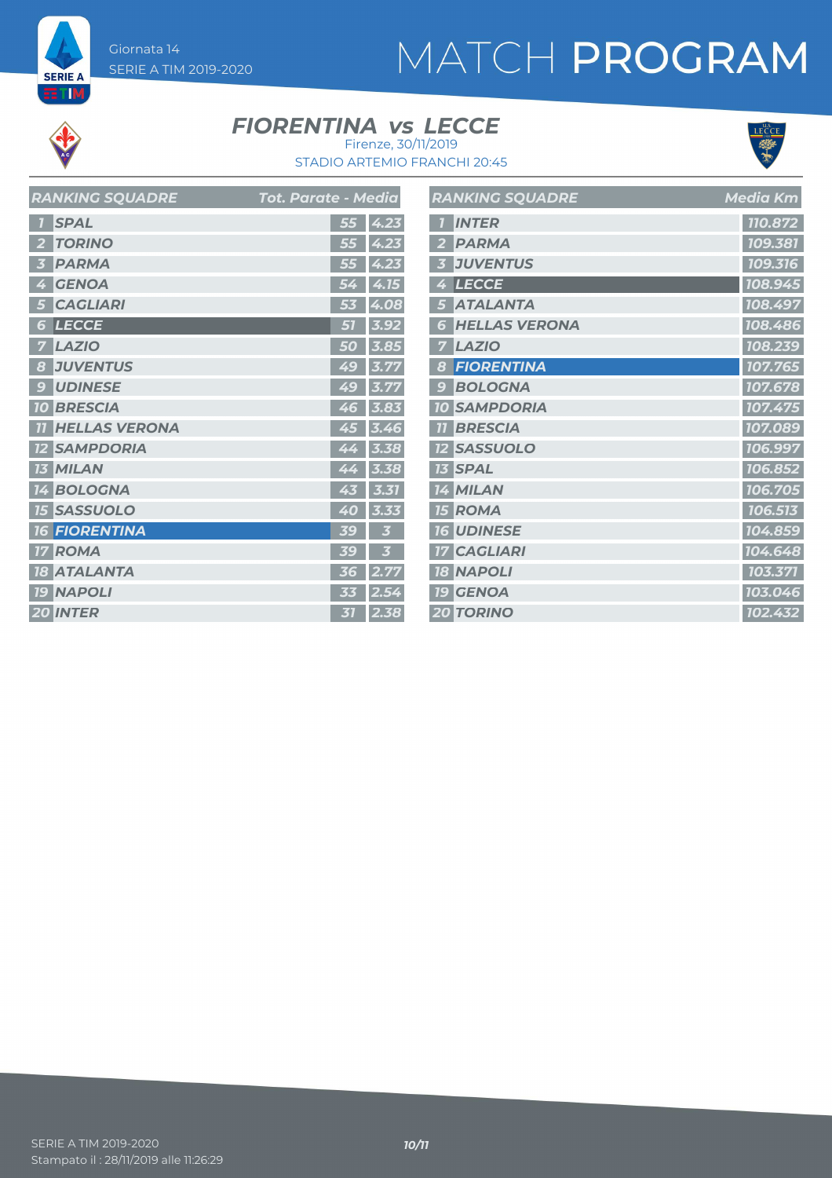# MATCH PROGRAM

Giornata 14
SERIE A TIM 2019-2020

## FIORENTINA vs LECCE

Firenze, 30/11/2019
STADIO ARTEMIO FRANCHI 20:45

| RANKING SQUADRE | | Tot. Parate | Media |
|---|---|---|---|
| 1 | SPAL | 55 | 4.23 |
| 2 | TORINO | 55 | 4.23 |
| 3 | PARMA | 55 | 4.23 |
| 4 | GENOA | 54 | 4.15 |
| 5 | CAGLIARI | 53 | 4.08 |
| 6 | LECCE | 51 | 3.92 |
| 7 | LAZIO | 50 | 3.85 |
| 8 | JUVENTUS | 49 | 3.77 |
| 9 | UDINESE | 49 | 3.77 |
| 10 | BRESCIA | 46 | 3.83 |
| 11 | HELLAS VERONA | 45 | 3.46 |
| 12 | SAMPDORIA | 44 | 3.38 |
| 13 | MILAN | 44 | 3.38 |
| 14 | BOLOGNA | 43 | 3.31 |
| 15 | SASSUOLO | 40 | 3.33 |
| 16 | FIORENTINA | 39 | 3 |
| 17 | ROMA | 39 | 3 |
| 18 | ATALANTA | 36 | 2.77 |
| 19 | NAPOLI | 33 | 2.54 |
| 20 | INTER | 31 | 2.38 |

| RANKING SQUADRE | | Media Km |
|---|---|---|
| 1 | INTER | 110.872 |
| 2 | PARMA | 109.381 |
| 3 | JUVENTUS | 109.316 |
| 4 | LECCE | 108.945 |
| 5 | ATALANTA | 108.497 |
| 6 | HELLAS VERONA | 108.486 |
| 7 | LAZIO | 108.239 |
| 8 | FIORENTINA | 107.765 |
| 9 | BOLOGNA | 107.678 |
| 10 | SAMPDORIA | 107.475 |
| 11 | BRESCIA | 107.089 |
| 12 | SASSUOLO | 106.997 |
| 13 | SPAL | 106.852 |
| 14 | MILAN | 106.705 |
| 15 | ROMA | 106.513 |
| 16 | UDINESE | 104.859 |
| 17 | CAGLIARI | 104.648 |
| 18 | NAPOLI | 103.371 |
| 19 | GENOA | 103.046 |
| 20 | TORINO | 102.432 |

SERIE A TIM 2019-2020
Stampato il : 28/11/2019 alle 11:26:29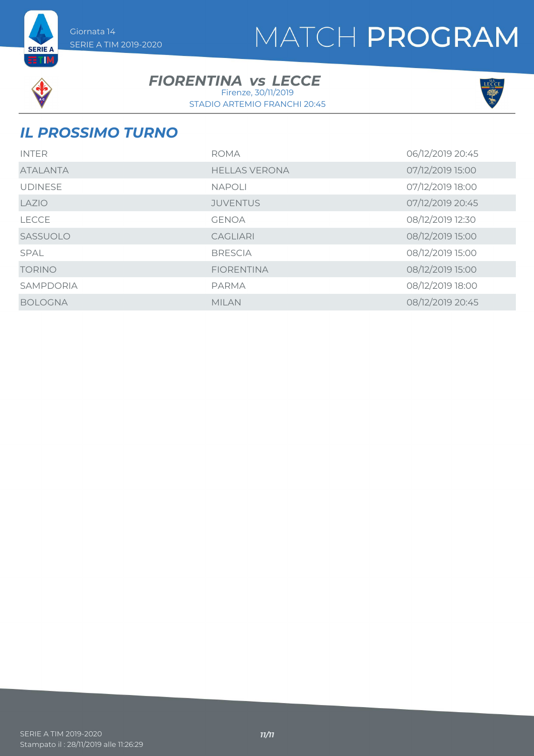# MATCH PROGRAM

Giornata 14
SERIE A TIM 2019-2020

## *FIORENTINA vs LECCE*

Firenze, 30/11/2019
STADIO ARTEMIO FRANCHI 20:45

## *IL PROSSIMO TURNO*

| | | |
|---|---|---|
| INTER | ROMA | 06/12/2019 20:45 |
| ATALANTA | HELLAS VERONA | 07/12/2019 15:00 |
| UDINESE | NAPOLI | 07/12/2019 18:00 |
| LAZIO | JUVENTUS | 07/12/2019 20:45 |
| LECCE | GENOA | 08/12/2019 12:30 |
| SASSUOLO | CAGLIARI | 08/12/2019 15:00 |
| SPAL | BRESCIA | 08/12/2019 15:00 |
| TORINO | FIORENTINA | 08/12/2019 15:00 |
| SAMPDORIA | PARMA | 08/12/2019 18:00 |
| BOLOGNA | MILAN | 08/12/2019 20:45 |

SERIE A TIM 2019-2020
Stampato il : 28/11/2019 alle 11:26:29